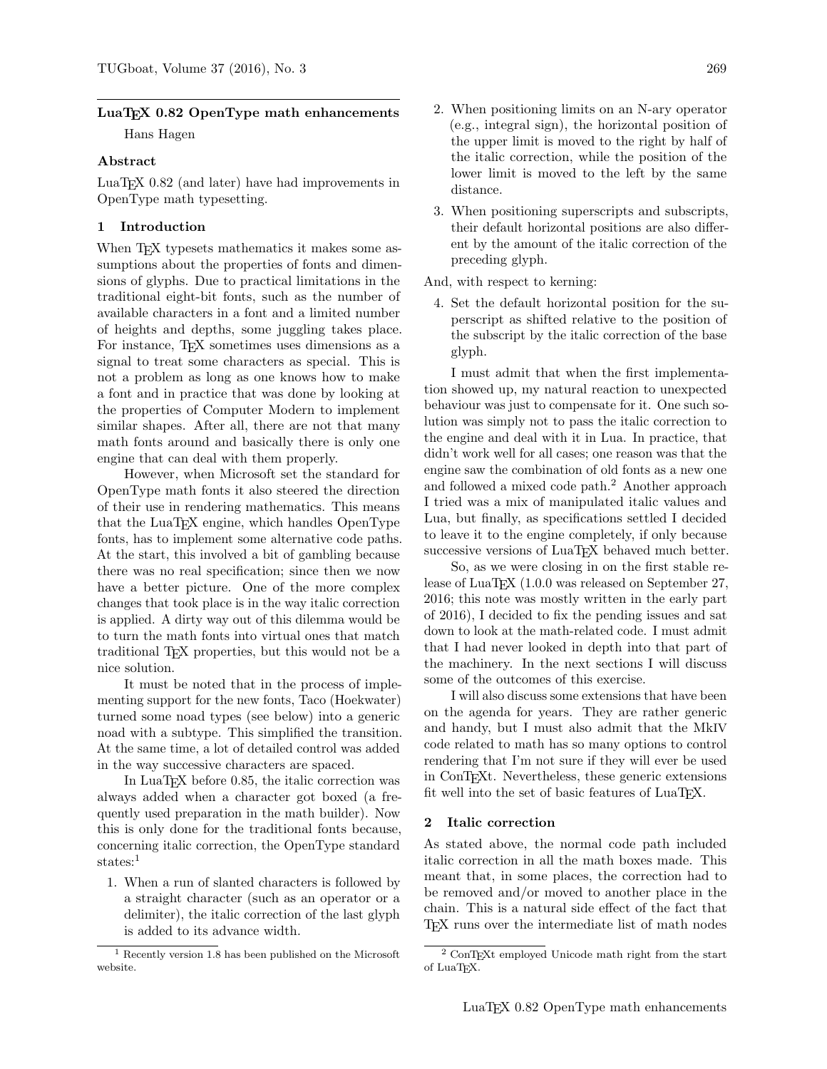## LuaTeX 0.82 OpenType math enhancements

Hans Hagen

### Abstract

LuaTeX 0.82 (and later) have had improvements in OpenType math typesetting.

### 1 Introduction

When TeX typesets mathematics it makes some assumptions about the properties of fonts and dimensions of glyphs. Due to practical limitations in the traditional eight-bit fonts, such as the number of available characters in a font and a limited number of heights and depths, some juggling takes place. For instance, TeX sometimes uses dimensions as a signal to treat some characters as special. This is not a problem as long as one knows how to make a font and in practice that was done by looking at the properties of Computer Modern to implement similar shapes. After all, there are not that many math fonts around and basically there is only one engine that can deal with them properly.

However, when Microsoft set the standard for OpenType math fonts it also steered the direction of their use in rendering mathematics. This means that the LuaTeX engine, which handles OpenType fonts, has to implement some alternative code paths. At the start, this involved a bit of gambling because there was no real specification; since then we now have a better picture. One of the more complex changes that took place is in the way italic correction is applied. A dirty way out of this dilemma would be to turn the math fonts into virtual ones that match traditional TeX properties, but this would not be a nice solution.

It must be noted that in the process of implementing support for the new fonts, Taco (Hoekwater) turned some noad types (see below) into a generic noad with a subtype. This simplified the transition. At the same time, a lot of detailed control was added in the way successive characters are spaced.

In LuaTeX before 0.85, the italic correction was always added when a character got boxed (a frequently used preparation in the math builder). Now this is only done for the traditional fonts because, concerning italic correction, the OpenType standard states:[1]

1. When a run of slanted characters is followed by a straight character (such as an operator or a delimiter), the italic correction of the last glyph is added to its advance width.
2. When positioning limits on an N-ary operator (e.g., integral sign), the horizontal position of the upper limit is moved to the right by half of the italic correction, while the position of the lower limit is moved to the left by the same distance.
3. When positioning superscripts and subscripts, their default horizontal positions are also different by the amount of the italic correction of the preceding glyph.

And, with respect to kerning:

4. Set the default horizontal position for the superscript as shifted relative to the position of the subscript by the italic correction of the base glyph.

I must admit that when the first implementation showed up, my natural reaction to unexpected behaviour was just to compensate for it. One such solution was simply not to pass the italic correction to the engine and deal with it in Lua. In practice, that didn't work well for all cases; one reason was that the engine saw the combination of old fonts as a new one and followed a mixed code path.[2] Another approach I tried was a mix of manipulated italic values and Lua, but finally, as specifications settled I decided to leave it to the engine completely, if only because successive versions of LuaTeX behaved much better.

So, as we were closing in on the first stable release of LuaTeX (1.0.0 was released on September 27, 2016; this note was mostly written in the early part of 2016), I decided to fix the pending issues and sat down to look at the math-related code. I must admit that I had never looked in depth into that part of the machinery. In the next sections I will discuss some of the outcomes of this exercise.

I will also discuss some extensions that have been on the agenda for years. They are rather generic and handy, but I must also admit that the MkIV code related to math has so many options to control rendering that I'm not sure if they will ever be used in ConTeXt. Nevertheless, these generic extensions fit well into the set of basic features of LuaTeX.

### 2 Italic correction

As stated above, the normal code path included italic correction in all the math boxes made. This meant that, in some places, the correction had to be removed and/or moved to another place in the chain. This is a natural side effect of the fact that TeX runs over the intermediate list of math nodes

[1] Recently version 1.8 has been published on the Microsoft website.

[2] ConTeXt employed Unicode math right from the start of LuaTeX.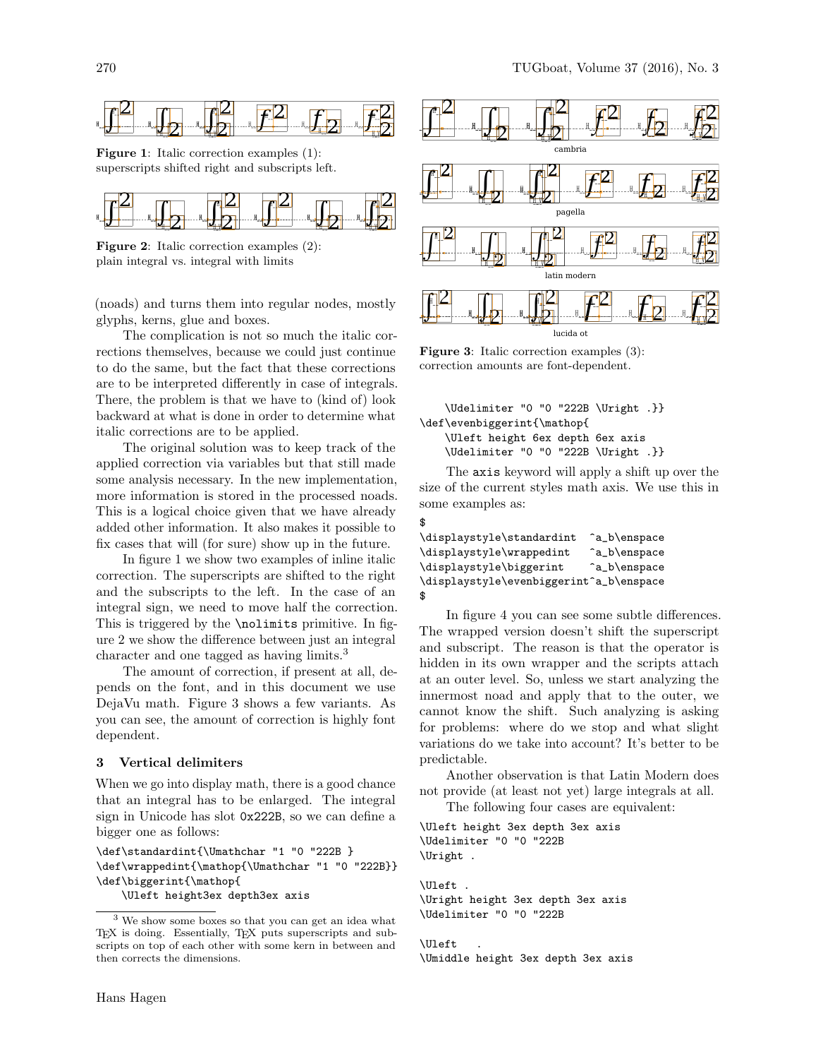**Figure 1**: Italic correction examples (1): superscripts shifted right and subscripts left.

**Figure 2**: Italic correction examples (2): plain integral vs. integral with limits

(noads) and turns them into regular nodes, mostly glyphs, kerns, glue and boxes.

The complication is not so much the italic corrections themselves, because we could just continue to do the same, but the fact that these corrections are to be interpreted differently in case of integrals. There, the problem is that we have to (kind of) look backward at what is done in order to determine what italic corrections are to be applied.

The original solution was to keep track of the applied correction via variables but that still made some analysis necessary. In the new implementation, more information is stored in the processed noads. This is a logical choice given that we have already added other information. It also makes it possible to fix cases that will (for sure) show up in the future.

In figure 1 we show two examples of inline italic correction. The superscripts are shifted to the right and the subscripts to the left. In the case of an integral sign, we need to move half the correction. This is triggered by the `\nolimits` primitive. In figure 2 we show the difference between just an integral character and one tagged as having limits.[3]

The amount of correction, if present at all, depends on the font, and in this document we use DejaVu math. Figure 3 shows a few variants. As you can see, the amount of correction is highly font dependent.

## 3 Vertical delimiters

When we go into display math, there is a good chance that an integral has to be enlarged. The integral sign in Unicode has slot 0x222B, so we can define a bigger one as follows:

```
\def\standardint{\Umathchar "1 "0 "222B }
\def\wrappedint{\mathop{\Umathchar "1 "0 "222B}}
\def\biggerint{\mathop{
    \Uleft height3ex depth3ex axis
    \Udelimiter "0 "0 "222B \Uright .}}
\def\evenbiggerint{\mathop{
    \Uleft height 6ex depth 6ex axis
    \Udelimiter "0 "0 "222B \Uright .}}
```

[3] We show some boxes so that you can get an idea what TeX is doing. Essentially, TeX puts superscripts and subscripts on top of each other with some kern in between and then corrects the dimensions.

cambria

pagella

latin modern

lucida ot

**Figure 3**: Italic correction examples (3): correction amounts are font-dependent.

The `axis` keyword will apply a shift up over the size of the current styles math axis. We use this in some examples as:

```
$
\displaystyle\standardint  ^a_b\enspace
\displaystyle\wrappedint   ^a_b\enspace
\displaystyle\biggerint    ^a_b\enspace
\displaystyle\evenbiggerint^a_b\enspace
$
```

In figure 4 you can see some subtle differences. The wrapped version doesn't shift the superscript and subscript. The reason is that the operator is hidden in its own wrapper and the scripts attach at an outer level. So, unless we start analyzing the innermost noad and apply that to the outer, we cannot know the shift. Such analyzing is asking for problems: where do we stop and what slight variations do we take into account? It's better to be predictable.

Another observation is that Latin Modern does not provide (at least not yet) large integrals at all.

The following four cases are equivalent:

```
\Uleft height 3ex depth 3ex axis
\Udelimiter "0 "0 "222B
\Uright .

\Uleft .
\Uright height 3ex depth 3ex axis
\Udelimiter "0 "0 "222B

\Uleft   .
\Umiddle height 3ex depth 3ex axis
```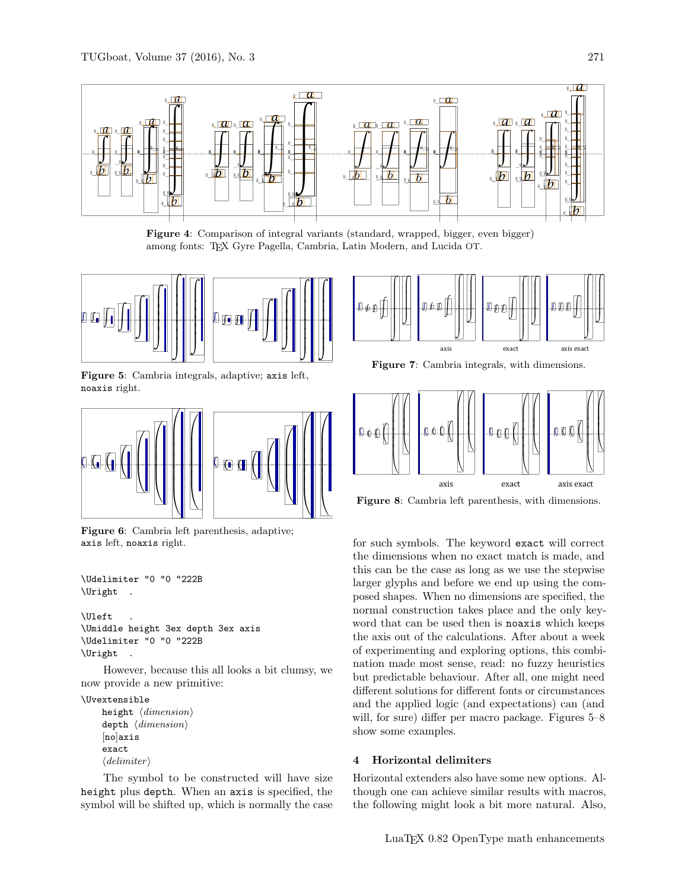**Figure 4**: Comparison of integral variants (standard, wrapped, bigger, even bigger) among fonts: TEX Gyre Pagella, Cambria, Latin Modern, and Lucida OT.

**Figure 5**: Cambria integrals, adaptive; `axis` left, `noaxis` right.

**Figure 6**: Cambria left parenthesis, adaptive; `axis` left, `noaxis` right.

```
\Udelimiter "0 "0 "222B
\Uright  .

\Uleft   .
\Umiddle height 3ex depth 3ex axis
\Udelimiter "0 "0 "222B
\Uright  .
```

However, because this all looks a bit clumsy, we now provide a new primitive:

```
\Uextensible
    height ⟨dimension⟩
    depth ⟨dimension⟩
    [no]axis
    exact
    ⟨delimiter⟩
```

The symbol to be constructed will have size `height` plus `depth`. When an `axis` is specified, the symbol will be shifted up, which is normally the case for such symbols. The keyword `exact` will correct the dimensions when no exact match is made, and this can be the case as long as we use the stepwise larger glyphs and before we end up using the composed shapes. When no dimensions are specified, the normal construction takes place and the only keyword that can be used then is `noaxis` which keeps the axis out of the calculations. After about a week of experimenting and exploring options, this combination made most sense, read: no fuzzy heuristics but predictable behaviour. After all, one might need different solutions for different fonts or circumstances and the applied logic (and expectations) can (and will, for sure) differ per macro package. Figures 5–8 show some examples.

**Figure 7**: Cambria integrals, with dimensions.

**Figure 8**: Cambria left parenthesis, with dimensions.

## 4 Horizontal delimiters

Horizontal extenders also have some new options. Although one can achieve similar results with macros, the following might look a bit more natural. Also,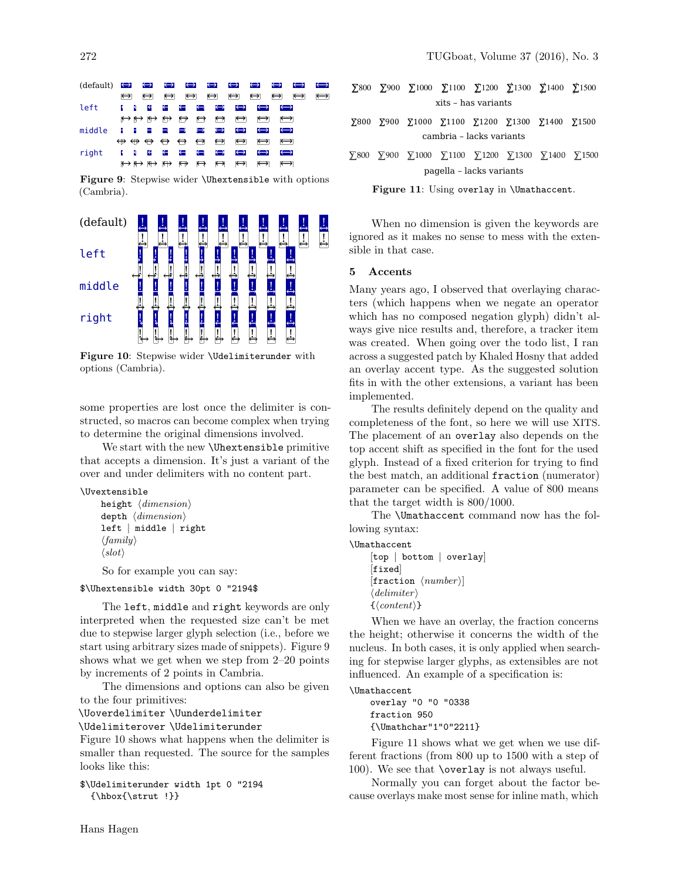Figure 9: Stepwise wider `\Uhextensible` with options (Cambria).

Figure 10: Stepwise wider `\Udelimiterunder` with options (Cambria).

some properties are lost once the delimiter is constructed, so macros can become complex when trying to determine the original dimensions involved.

We start with the new `\Uhextensible` primitive that accepts a dimension. It's just a variant of the over and under delimiters with no content part.

```
\Uvextensible
    height ⟨dimension⟩
    depth ⟨dimension⟩
    left | middle | right
    ⟨family⟩
    ⟨slot⟩
```

So for example you can say:

```
$\Uhextensible width 30pt 0 "2194$
```

The `left`, `middle` and `right` keywords are only interpreted when the requested size can't be met due to stepwise larger glyph selection (i.e., before we start using arbitrary sizes made of snippets). Figure 9 shows what we get when we step from 2–20 points by increments of 2 points in Cambria.

The dimensions and options can also be given to the four primitives:

`\Uoverdelimiter \Uunderdelimiter`
`\Udelimiterover \Udelimiterunder`

Figure 10 shows what happens when the delimiter is smaller than requested. The source for the samples looks like this:

```
$\Udelimiterunder width 1pt 0 "2194
  {\hbox{\strut !}}
```

∑800 ∑900 ∑1000 ∑1100 ∑1200 ∑1300 ∑1400 ∑1500
xits – has variants

∑800 ∑900 ∑1000 ∑1100 ∑1200 ∑1300 ∑1400 ∑1500
cambria – lacks variants

∑800 ∑900 ∑1000 ∑1100 ∑1200 ∑1300 ∑1400 ∑1500
pagella – lacks variants

Figure 11: Using `overlay` in `\Umathaccent`.

When no dimension is given the keywords are ignored as it makes no sense to mess with the extensible in that case.

## 5 Accents

Many years ago, I observed that overlaying characters (which happens when we negate an operator which has no composed negation glyph) didn't always give nice results and, therefore, a tracker item was created. When going over the todo list, I ran across a suggested patch by Khaled Hosny that added an overlay accent type. As the suggested solution fits in with the other extensions, a variant has been implemented.

The results definitely depend on the quality and completeness of the font, so here we will use XITS. The placement of an `overlay` also depends on the top accent shift as specified in the font for the used glyph. Instead of a fixed criterion for trying to find the best match, an additional `fraction` (numerator) parameter can be specified. A value of 800 means that the target width is 800/1000.

The `\Umathaccent` command now has the following syntax:

```
\Umathaccent
    [top | bottom | overlay]
    [fixed]
    [fraction ⟨number⟩]
    ⟨delimiter⟩
    {⟨content⟩}
```

When we have an overlay, the fraction concerns the height; otherwise it concerns the width of the nucleus. In both cases, it is only applied when searching for stepwise larger glyphs, as extensibles are not influenced. An example of a specification is:

```
\Umathaccent
    overlay "0 "0 "0338
    fraction 950
    {\Umathchar"1"0"2211}
```

Figure 11 shows what we get when we use different fractions (from 800 up to 1500 with a step of 100). We see that `\overlay` is not always useful.

Normally you can forget about the factor because overlays make most sense for inline math, which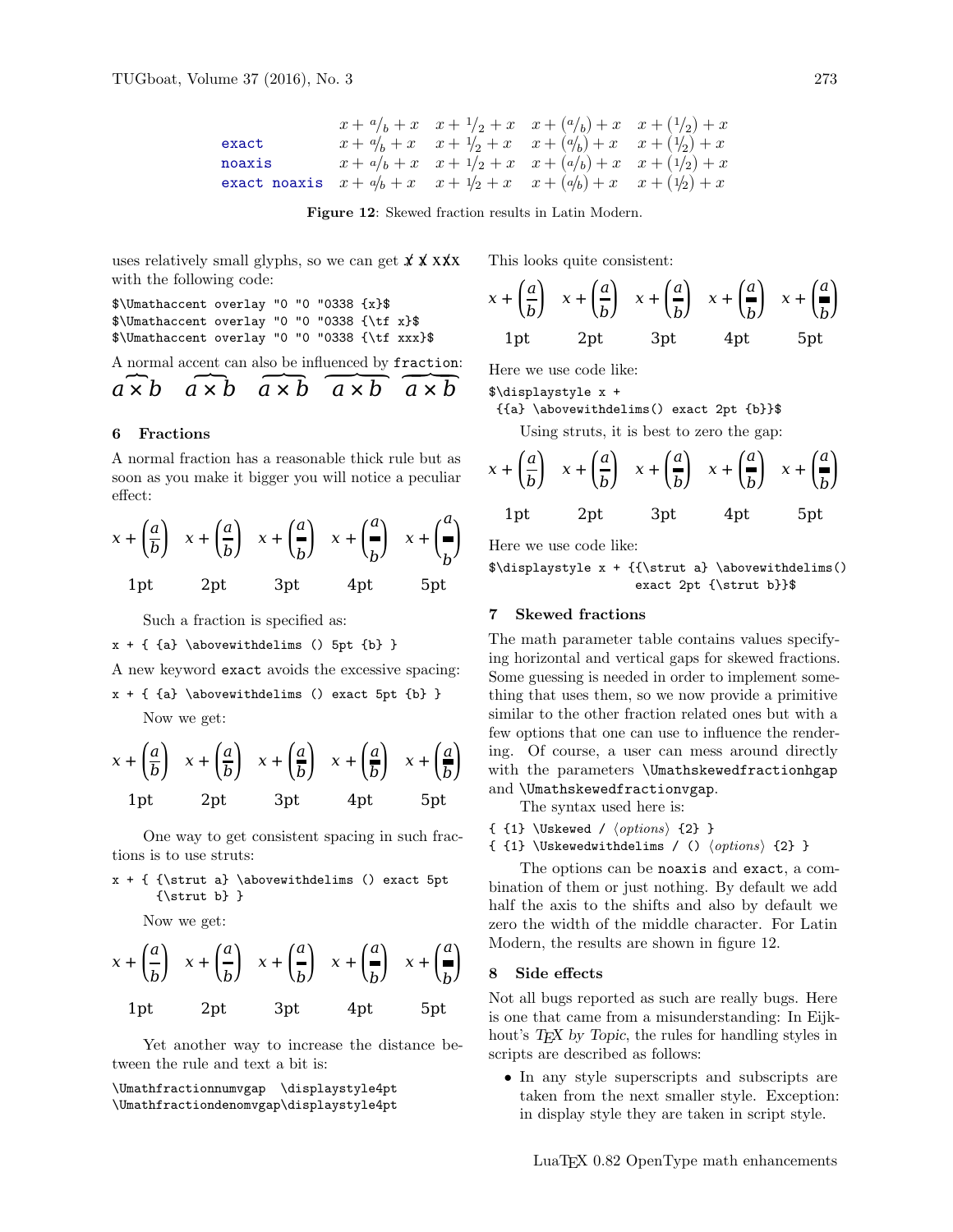|  | $x + {}^{a}/_{b} + x$ | $x + {}^{1}/_{2} + x$ | $x + ({}^{a}/_{b}) + x$ | $x + ({}^{1}/_{2}) + x$ |
|---|---|---|---|---|
| exact | $x + {}^{a}\!/_{b} + x$ | $x + {}^{1}\!/_{2} + x$ | $x + ({}^{a}\!/_{b}) + x$ | $x + ({}^{1}\!/_{2}) + x$ |
| noaxis | $x + {}^{a}/_{b} + x$ | $x + {}^{1}/_{2} + x$ | $x + ({}^{a}/_{b}) + x$ | $x + ({}^{1}/_{2}) + x$ |
| exact noaxis | $x + {}^{a}\!/_{b} + x$ | $x + {}^{1}\!/_{2} + x$ | $x + ({}^{a}\!/_{b}) + x$ | $x + ({}^{1}\!/_{2}) + x$ |

**Figure 12**: Skewed fraction results in Latin Modern.

uses relatively small glyphs, so we can get x̸ x̸ xx̸x with the following code:

```
$\Umathaccent overlay "0 "0 "0338 {x}$
$\Umathaccent overlay "0 "0 "0338 {\tf x}$
$\Umathaccent overlay "0 "0 "0338 {\tf xxx}$
```

A normal accent can also be influenced by `fraction`: $\overbrace{a \times b}$ $\overbrace{a \times b}$ $\overbrace{a \times b}$ $\overbrace{a \times b}$ $\overbrace{a \times b}$

## 6 Fractions

A normal fraction has a reasonable thick rule but as soon as you make it bigger you will notice a peculiar effect:

$x + \left(\frac{a}{b}\right)$ $x + \left(\frac{a}{b}\right)$ $x + \left(\frac{a}{b}\right)$ $x + \left(\frac{a}{b}\right)$ $x + \left(\frac{a}{b}\right)$

1pt 2pt 3pt 4pt 5pt

Such a fraction is specified as:

```
x + { {a} \abovewithdelims () 5pt {b} }
```

A new keyword `exact` avoids the excessive spacing:

```
x + { {a} \abovewithdelims () exact 5pt {b} }
```

Now we get:

$x + \left(\frac{a}{b}\right)$ $x + \left(\frac{a}{b}\right)$ $x + \left(\frac{a}{b}\right)$ $x + \left(\frac{a}{b}\right)$ $x + \left(\frac{a}{b}\right)$

1pt 2pt 3pt 4pt 5pt

One way to get consistent spacing in such fractions is to use struts:

```
x + { {\strut a} \abovewithdelims () exact 5pt
    {\strut b} }
```

Now we get:

$x + \left(\frac{a}{b}\right)$ $x + \left(\frac{a}{b}\right)$ $x + \left(\frac{a}{b}\right)$ $x + \left(\frac{a}{b}\right)$ $x + \left(\frac{a}{b}\right)$

1pt 2pt 3pt 4pt 5pt

Yet another way to increase the distance between the rule and text a bit is:

```
\Umathfractionnumvgap  \displaystyle4pt
\Umathfractiondenomvgap\displaystyle4pt
```

This looks quite consistent:

$x + \left(\frac{a}{b}\right)$ $x + \left(\frac{a}{b}\right)$ $x + \left(\frac{a}{b}\right)$ $x + \left(\frac{a}{b}\right)$ $x + \left(\frac{a}{b}\right)$

1pt 2pt 3pt 4pt 5pt

Here we use code like:

```
$\displaystyle x +
 {{a} \abovewithdelims() exact 2pt {b}}$
```

Using struts, it is best to zero the gap:

$x + \left(\frac{a}{b}\right)$ $x + \left(\frac{a}{b}\right)$ $x + \left(\frac{a}{b}\right)$ $x + \left(\frac{a}{b}\right)$ $x + \left(\frac{a}{b}\right)$

1pt 2pt 3pt 4pt 5pt

Here we use code like:

```
$\displaystyle x + {{\strut a} \abovewithdelims()
                  exact 2pt {\strut b}}$
```

## 7 Skewed fractions

The math parameter table contains values specifying horizontal and vertical gaps for skewed fractions. Some guessing is needed in order to implement something that uses them, so we now provide a primitive similar to the other fraction related ones but with a few options that one can use to influence the rendering. Of course, a user can mess around directly with the parameters `\Umathskewedfractionhgap` and `\Umathskewedfractionvgap`.

The syntax used here is:

```
{ {1} \Uskewed / ⟨options⟩ {2} }
{ {1} \Uskewedwithdelims / () ⟨options⟩ {2} }
```

The options can be `noaxis` and `exact`, a combination of them or just nothing. By default we add half the axis to the shifts and also by default we zero the width of the middle character. For Latin Modern, the results are shown in figure 12.

## 8 Side effects

Not all bugs reported as such are really bugs. Here is one that came from a misunderstanding: In Eijkhout's *TEX by Topic*, the rules for handling styles in scripts are described as follows:

- In any style superscripts and subscripts are taken from the next smaller style. Exception: in display style they are taken in script style.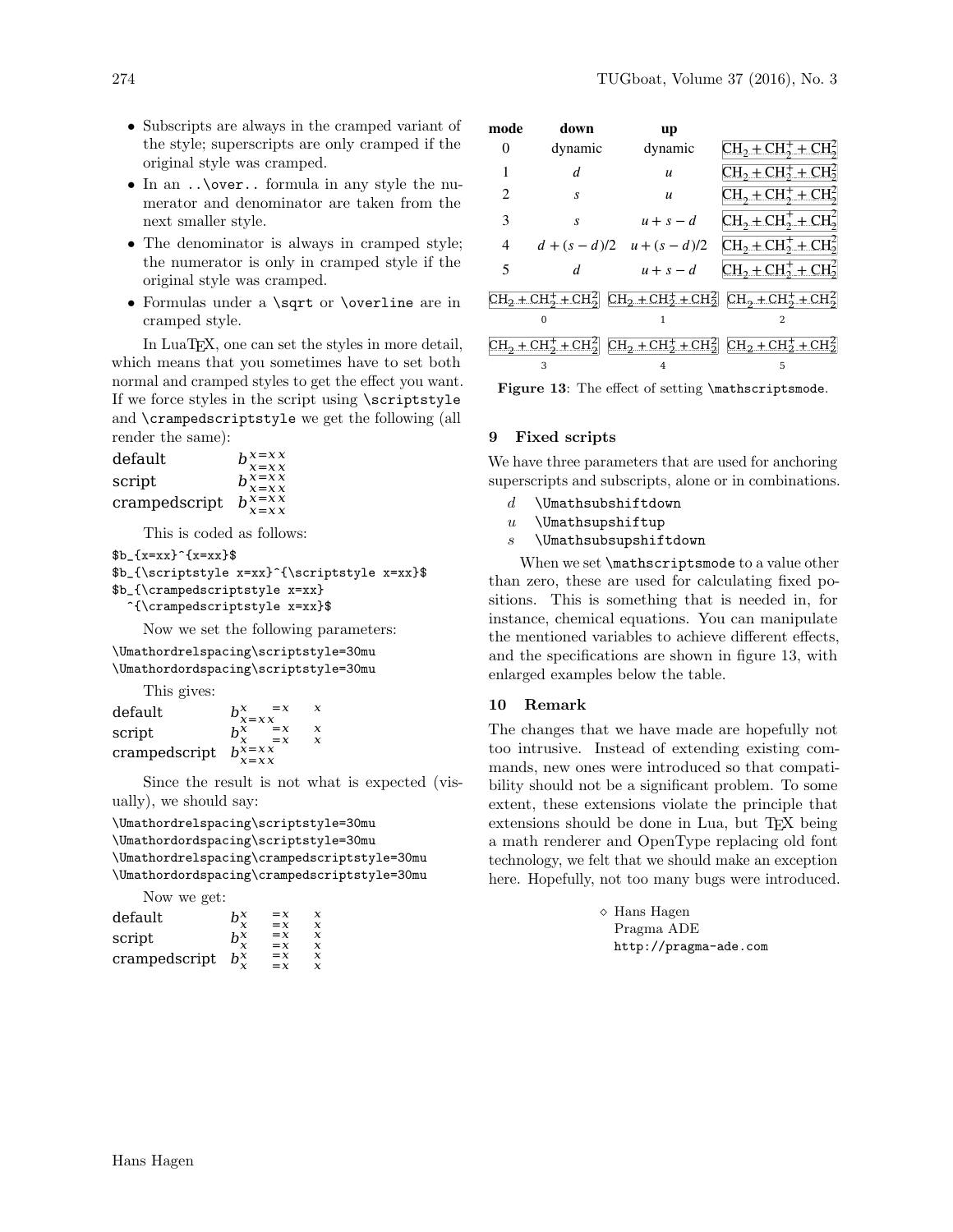- Subscripts are always in the cramped variant of the style; superscripts are only cramped if the original style was cramped.
- In an `..\over..` formula in any style the numerator and denominator are taken from the next smaller style.
- The denominator is always in cramped style; the numerator is only in cramped style if the original style was cramped.
- Formulas under a `\sqrt` or `\overline` are in cramped style.

In LuaTeX, one can set the styles in more detail, which means that you sometimes have to set both normal and cramped styles to get the effect you want. If we force styles in the script using `\scriptstyle` and `\crampedscriptstyle` we get the following (all render the same):

| | |
|---|---|
| default | $b_{x=xx}^{x=xx}$ |
| script | $b_{x=xx}^{x=xx}$ |
| crampedscript | $b_{x=xx}^{x=xx}$ |

This is coded as follows:

```
$b_{x=xx}^{x=xx}$
$b_{\scriptstyle x=xx}^{\scriptstyle x=xx}$
$b_{\crampedscriptstyle x=xx}
  ^{\crampedscriptstyle x=xx}$
```

Now we set the following parameters:

```
\Umathordrelspacing\scriptstyle=30mu
\Umathordordspacing\scriptstyle=30mu
```

This gives:

| | |
|---|---|
| default | $b_{x=xx}^{x\quad =x\quad x}$ |
| script | $b_{x\quad =x\quad x}^{x\quad =x\quad x}$ |
| crampedscript | $b_{x=xx}^{x=xx}$ |

Since the result is not what is expected (visually), we should say:

```
\Umathordrelspacing\scriptstyle=30mu
\Umathordordspacing\scriptstyle=30mu
\Umathordrelspacing\crampedscriptstyle=30mu
\Umathordordspacing\crampedscriptstyle=30mu
```

Now we get:

| | |
|---|---|
| default | $b_{x\quad =x\quad x}^{x\quad =x\quad x}$ |
| script | $b_{x\quad =x\quad x}^{x\quad =x\quad x}$ |
| crampedscript | $b_{x\quad =x\quad x}^{x\quad =x\quad x}$ |

| mode | down | up | |
|---|---|---|---|
| 0 | dynamic | dynamic | $CH_2 + CH_2^+ + CH_2^2$ |
| 1 | $d$ | $u$ | $CH_2 + CH_2^+ + CH_2^2$ |
| 2 | $s$ | $u$ | $CH_2 + CH_2^+ + CH_2^2$ |
| 3 | $s$ | $u + s - d$ | $CH_2 + CH_2^+ + CH_2^2$ |
| 4 | $d + (s - d)/2$ | $u + (s - d)/2$ | $CH_2 + CH_2^+ + CH_2^2$ |
| 5 | $d$ | $u + s - d$ | $CH_2 + CH_2^+ + CH_2^2$ |

| | | |
|---|---|---|
| $CH_2 + CH_2^+ + CH_2^2$ | $CH_2 + CH_2^+ + CH_2^2$ | $CH_2 + CH_2^+ + CH_2^2$ |
| 0 | 1 | 2 |
| $CH_2 + CH_2^+ + CH_2^2$ | $CH_2 + CH_2^+ + CH_2^2$ | $CH_2 + CH_2^+ + CH_2^2$ |
| 3 | 4 | 5 |

**Figure 13**: The effect of setting `\mathscriptsmode`.

## 9 Fixed scripts

We have three parameters that are used for anchoring superscripts and subscripts, alone or in combinations.

- $d$ `\Umathsubshiftdown`
- $u$ `\Umathsupshiftup`
- $s$ `\Umathsubsupshiftdown`

When we set `\mathscriptsmode` to a value other than zero, these are used for calculating fixed positions. This is something that is needed in, for instance, chemical equations. You can manipulate the mentioned variables to achieve different effects, and the specifications are shown in figure 13, with enlarged examples below the table.

## 10 Remark

The changes that we have made are hopefully not too intrusive. Instead of extending existing commands, new ones were introduced so that compatibility should not be a significant problem. To some extent, these extensions violate the principle that extensions should be done in Lua, but TeX being a math renderer and OpenType replacing old font technology, we felt that we should make an exception here. Hopefully, not too many bugs were introduced.

◇ Hans Hagen
Pragma ADE
http://pragma-ade.com